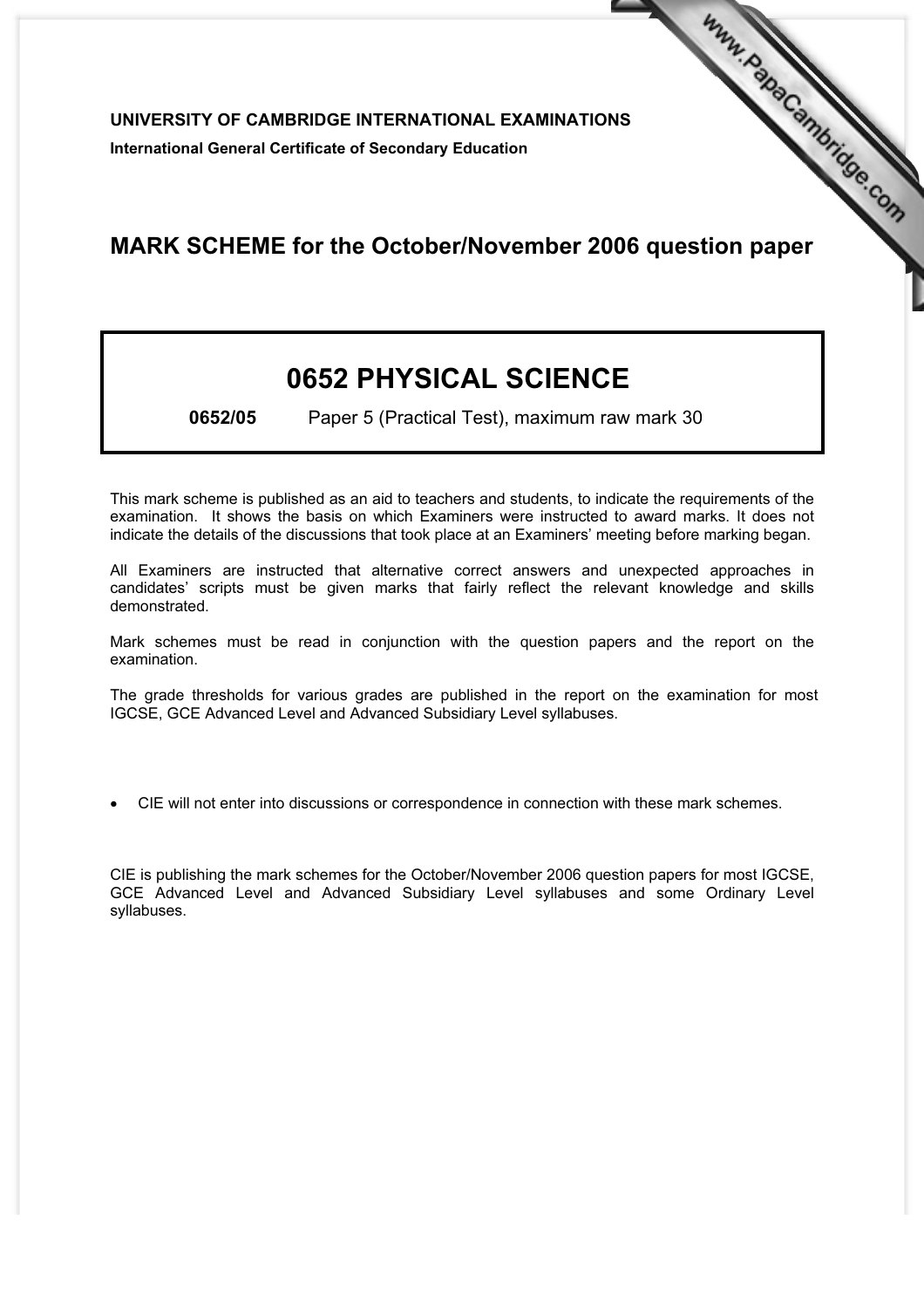**UNIVERSITY OF CAMBRIDGE INTERNATIONAL EXAMINATIONS**

**International General Certificate of Secondary Education**

## MARK SCHEME for the October/November 2006 question paper

# 0652 PHYSICAL SCIENCE

**0652/05** Paper 5 (Practical Test), maximum raw mark 30

This mark scheme is published as an aid to teachers and students, to indicate the requirements of the examination. It shows the basis on which Examiners were instructed to award marks. It does not indicate the details of the discussions that took place at an Examiners' meeting before marking began.

All Examiners are instructed that alternative correct answers and unexpected approaches in candidates' scripts must be given marks that fairly reflect the relevant knowledge and skills demonstrated.

Mark schemes must be read in conjunction with the question papers and the report on the examination.

The grade thresholds for various grades are published in the report on the examination for most IGCSE, GCE Advanced Level and Advanced Subsidiary Level syllabuses.

- CIE will not enter into discussions or correspondence in connection with these mark schemes.

CIE is publishing the mark schemes for the October/November 2006 question papers for most IGCSE, GCE Advanced Level and Advanced Subsidiary Level syllabuses and some Ordinary Level syllabuses.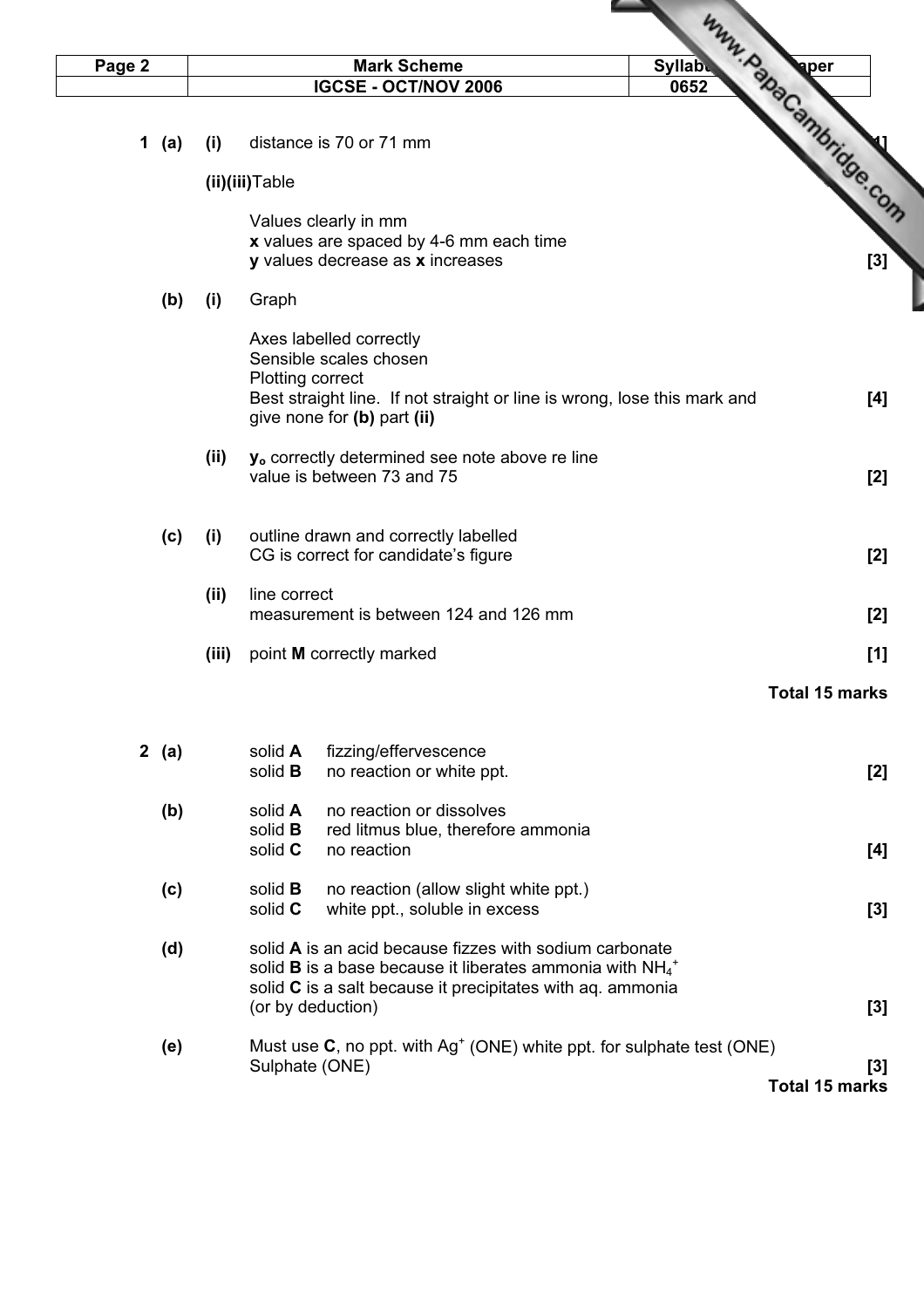**1 (a) (i)** distance is 70 or 71 mm [1]

**(ii)(iii)** Table

Values clearly in mm
**x** values are spaced by 4-6 mm each time
**y** values decrease as **x** increases [3]

**(b) (i)** Graph

Axes labelled correctly
Sensible scales chosen
Plotting correct
Best straight line. If not straight or line is wrong, lose this mark and give none for **(b)** part **(ii)** [4]

**(ii)** $y_o$ correctly determined see note above re line
value is between 73 and 75 [2]

**(c) (i)** outline drawn and correctly labelled
CG is correct for candidate's figure [2]

**(ii)** line correct
measurement is between 124 and 126 mm [2]

**(iii)** point **M** correctly marked [1]

**Total 15 marks**

**2 (a)**
solid **A** fizzing/effervescence
solid **B** no reaction or white ppt. [2]

**(b)**
solid **A** no reaction or dissolves
solid **B** red litmus blue, therefore ammonia
solid **C** no reaction [4]

**(c)**
solid **B** no reaction (allow slight white ppt.)
solid **C** white ppt., soluble in excess [3]

**(d)**
solid **A** is an acid because fizzes with sodium carbonate
solid **B** is a base because it liberates ammonia with $NH_4^+$
solid **C** is a salt because it precipitates with aq. ammonia
(or by deduction) [3]

**(e)** Must use **C**, no ppt. with $Ag^+$ (ONE) white ppt. for sulphate test (ONE)
Sulphate (ONE) [3]

**Total 15 marks**